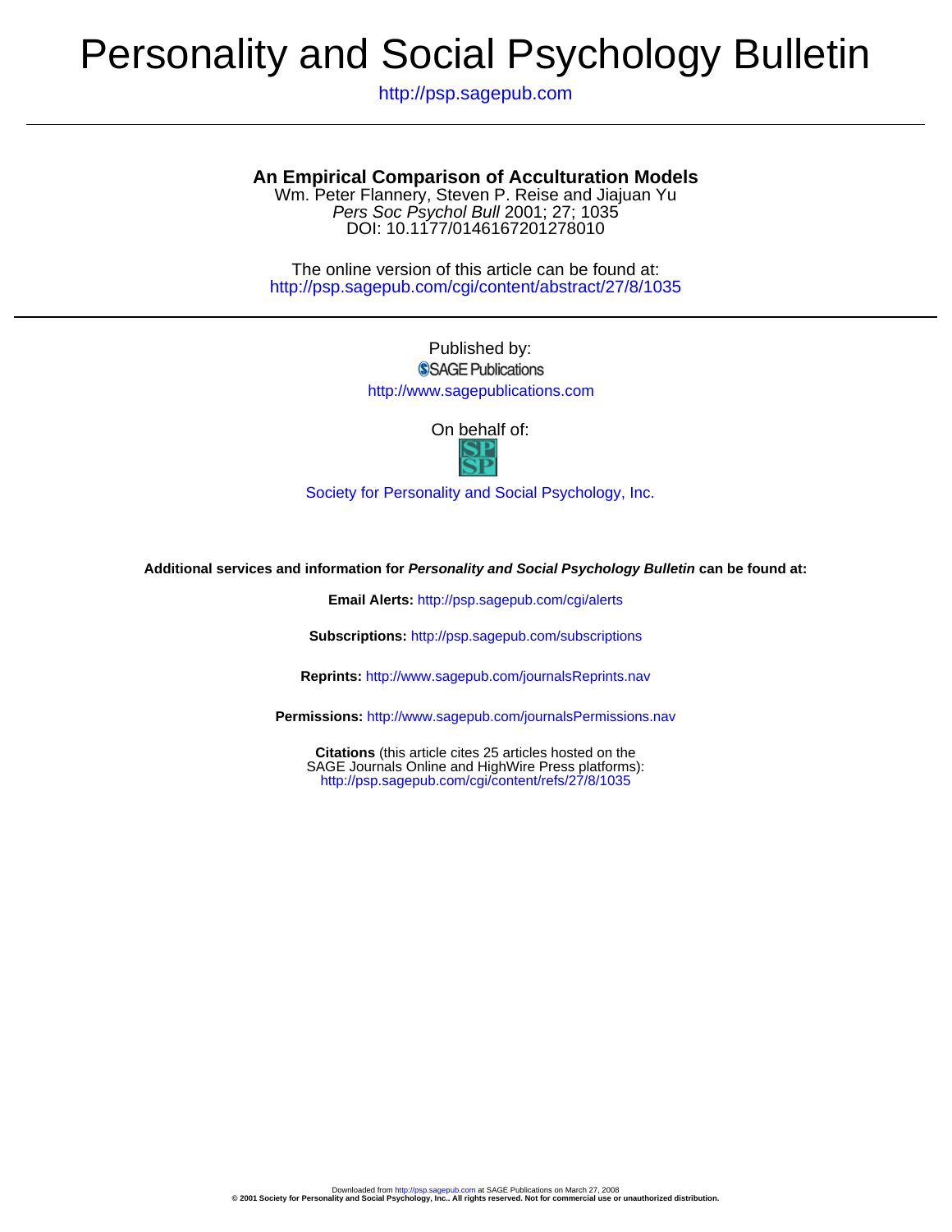# Personality and Social Psychology Bulletin

http://psp.sagepub.com

## An Empirical Comparison of Acculturation Models

Wm. Peter Flannery, Steven P. Reise and Jiajuan Yu
*Pers Soc Psychol Bull* 2001; 27; 1035
DOI: 10.1177/0146167201278010

The online version of this article can be found at:
http://psp.sagepub.com/cgi/content/abstract/27/8/1035

Published by:
SAGE Publications
http://www.sagepublications.com

On behalf of:

Society for Personality and Social Psychology, Inc.

**Additional services and information for *Personality and Social Psychology Bulletin* can be found at:**

**Email Alerts:** http://psp.sagepub.com/cgi/alerts

**Subscriptions:** http://psp.sagepub.com/subscriptions

**Reprints:** http://www.sagepub.com/journalsReprints.nav

**Permissions:** http://www.sagepub.com/journalsPermissions.nav

**Citations** (this article cites 25 articles hosted on the SAGE Journals Online and HighWire Press platforms):
http://psp.sagepub.com/cgi/content/refs/27/8/1035

Downloaded from http://psp.sagepub.com at SAGE Publications on March 27, 2008
**© 2001 Society for Personality and Social Psychology, Inc.. All rights reserved. Not for commercial use or unauthorized distribution.**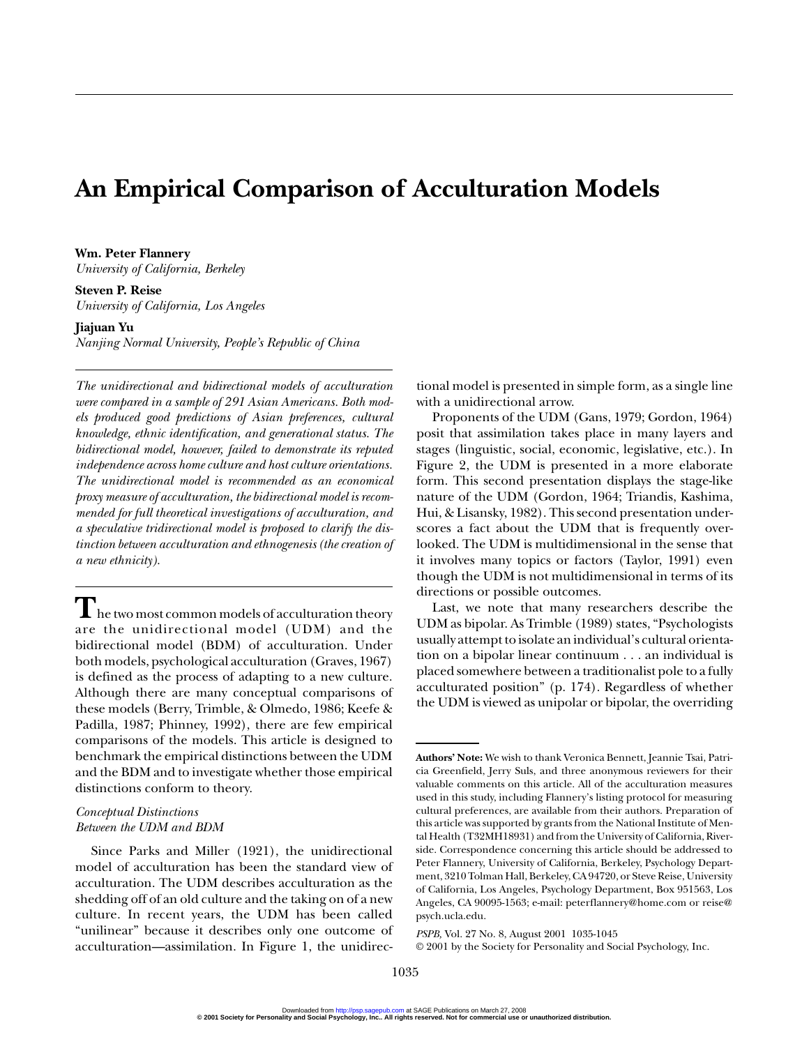# An Empirical Comparison of Acculturation Models

**Wm. Peter Flannery**
*University of California, Berkeley*

**Steven P. Reise**
*University of California, Los Angeles*

**Jiajuan Yu**
*Nanjing Normal University, People's Republic of China*

*The unidirectional and bidirectional models of acculturation were compared in a sample of 291 Asian Americans. Both models produced good predictions of Asian preferences, cultural knowledge, ethnic identification, and generational status. The bidirectional model, however, failed to demonstrate its reputed independence across home culture and host culture orientations. The unidirectional model is recommended as an economical proxy measure of acculturation, the bidirectional model is recommended for full theoretical investigations of acculturation, and a speculative tridirectional model is proposed to clarify the distinction between acculturation and ethnogenesis (the creation of a new ethnicity).*

The two most common models of acculturation theory are the unidirectional model (UDM) and the bidirectional model (BDM) of acculturation. Under both models, psychological acculturation (Graves, 1967) is defined as the process of adapting to a new culture. Although there are many conceptual comparisons of these models (Berry, Trimble, & Olmedo, 1986; Keefe & Padilla, 1987; Phinney, 1992), there are few empirical comparisons of the models. This article is designed to benchmark the empirical distinctions between the UDM and the BDM and to investigate whether those empirical distinctions conform to theory.

### *Conceptual Distinctions Between the UDM and BDM*

Since Parks and Miller (1921), the unidirectional model of acculturation has been the standard view of acculturation. The UDM describes acculturation as the shedding off of an old culture and the taking on of a new culture. In recent years, the UDM has been called "unilinear" because it describes only one outcome of acculturation—assimilation. In Figure 1, the unidirectional model is presented in simple form, as a single line with a unidirectional arrow.

Proponents of the UDM (Gans, 1979; Gordon, 1964) posit that assimilation takes place in many layers and stages (linguistic, social, economic, legislative, etc.). In Figure 2, the UDM is presented in a more elaborate form. This second presentation displays the stage-like nature of the UDM (Gordon, 1964; Triandis, Kashima, Hui, & Lisansky, 1982). This second presentation underscores a fact about the UDM that is frequently overlooked. The UDM is multidimensional in the sense that it involves many topics or factors (Taylor, 1991) even though the UDM is not multidimensional in terms of its directions or possible outcomes.

Last, we note that many researchers describe the UDM as bipolar. As Trimble (1989) states, "Psychologists usually attempt to isolate an individual's cultural orientation on a bipolar linear continuum . . . an individual is placed somewhere between a traditionalist pole to a fully acculturated position" (p. 174). Regardless of whether the UDM is viewed as unipolar or bipolar, the overriding

**Authors' Note:** We wish to thank Veronica Bennett, Jeannie Tsai, Patricia Greenfield, Jerry Suls, and three anonymous reviewers for their valuable comments on this article. All of the acculturation measures used in this study, including Flannery's listing protocol for measuring cultural preferences, are available from their authors. Preparation of this article was supported by grants from the National Institute of Mental Health (T32MH18931) and from the University of California, Riverside. Correspondence concerning this article should be addressed to Peter Flannery, University of California, Berkeley, Psychology Department, 3210 Tolman Hall, Berkeley, CA 94720, or Steve Reise, University of California, Los Angeles, Psychology Department, Box 951563, Los Angeles, CA 90095-1563; e-mail: peterflannery@home.com or reise@psych.ucla.edu.

*PSPB,* Vol. 27 No. 8, August 2001 1035-1045
© 2001 by the Society for Personality and Social Psychology, Inc.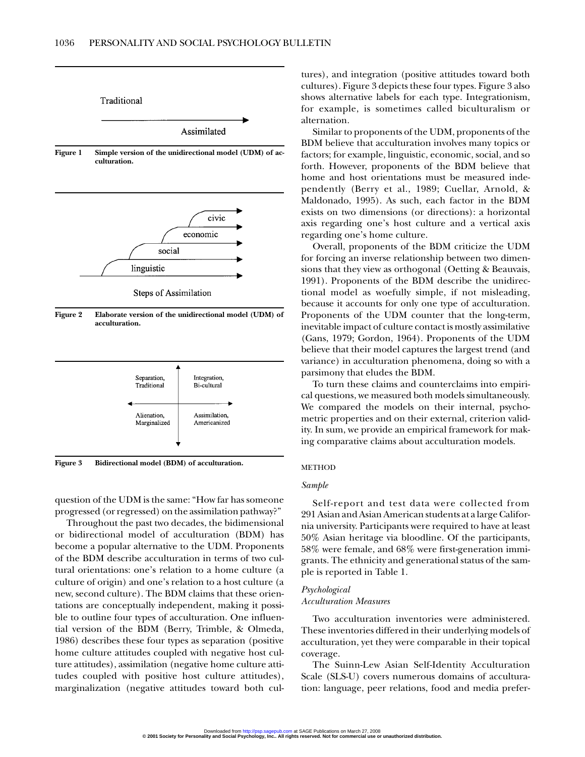Traditional

Assimilated

**Figure 1** **Simple version of the unidirectional model (UDM) of acculturation.**

civic

economic

social

linguistic

Steps of Assimilation

**Figure 2** **Elaborate version of the unidirectional model (UDM) of acculturation.**

| Separation, Traditional | Integration, Bi-cultural |
|---|---|
| Alienation, Marginalized | Assimilation, Americanized |

**Figure 3** **Bidirectional model (BDM) of acculturation.**

question of the UDM is the same: "How far has someone progressed (or regressed) on the assimilation pathway?"

Throughout the past two decades, the bidimensional or bidirectional model of acculturation (BDM) has become a popular alternative to the UDM. Proponents of the BDM describe acculturation in terms of two cultural orientations: one's relation to a home culture (a culture of origin) and one's relation to a host culture (a new, second culture). The BDM claims that these orientations are conceptually independent, making it possible to outline four types of acculturation. One influential version of the BDM (Berry, Trimble, & Olmeda, 1986) describes these four types as separation (positive home culture attitudes coupled with negative host culture attitudes), assimilation (negative home culture attitudes coupled with positive host culture attitudes), marginalization (negative attitudes toward both cultures), and integration (positive attitudes toward both cultures). Figure 3 depicts these four types. Figure 3 also shows alternative labels for each type. Integrationism, for example, is sometimes called biculturalism or alternation.

Similar to proponents of the UDM, proponents of the BDM believe that acculturation involves many topics or factors; for example, linguistic, economic, social, and so forth. However, proponents of the BDM believe that home and host orientations must be measured independently (Berry et al., 1989; Cuellar, Arnold, & Maldonado, 1995). As such, each factor in the BDM exists on two dimensions (or directions): a horizontal axis regarding one's host culture and a vertical axis regarding one's home culture.

Overall, proponents of the BDM criticize the UDM for forcing an inverse relationship between two dimensions that they view as orthogonal (Oetting & Beauvais, 1991). Proponents of the BDM describe the unidirectional model as woefully simple, if not misleading, because it accounts for only one type of acculturation. Proponents of the UDM counter that the long-term, inevitable impact of culture contact is mostly assimilative (Gans, 1979; Gordon, 1964). Proponents of the UDM believe that their model captures the largest trend (and variance) in acculturation phenomena, doing so with a parsimony that eludes the BDM.

To turn these claims and counterclaims into empirical questions, we measured both models simultaneously. We compared the models on their internal, psychometric properties and on their external, criterion validity. In sum, we provide an empirical framework for making comparative claims about acculturation models.

## METHOD

### *Sample*

Self-report and test data were collected from 291 Asian and Asian American students at a large California university. Participants were required to have at least 50% Asian heritage via bloodline. Of the participants, 58% were female, and 68% were first-generation immigrants. The ethnicity and generational status of the sample is reported in Table 1.

### *Psychological Acculturation Measures*

Two acculturation inventories were administered. These inventories differed in their underlying models of acculturation, yet they were comparable in their topical coverage.

The Suinn-Lew Asian Self-Identity Acculturation Scale (SLS-U) covers numerous domains of acculturation: language, peer relations, food and media prefer-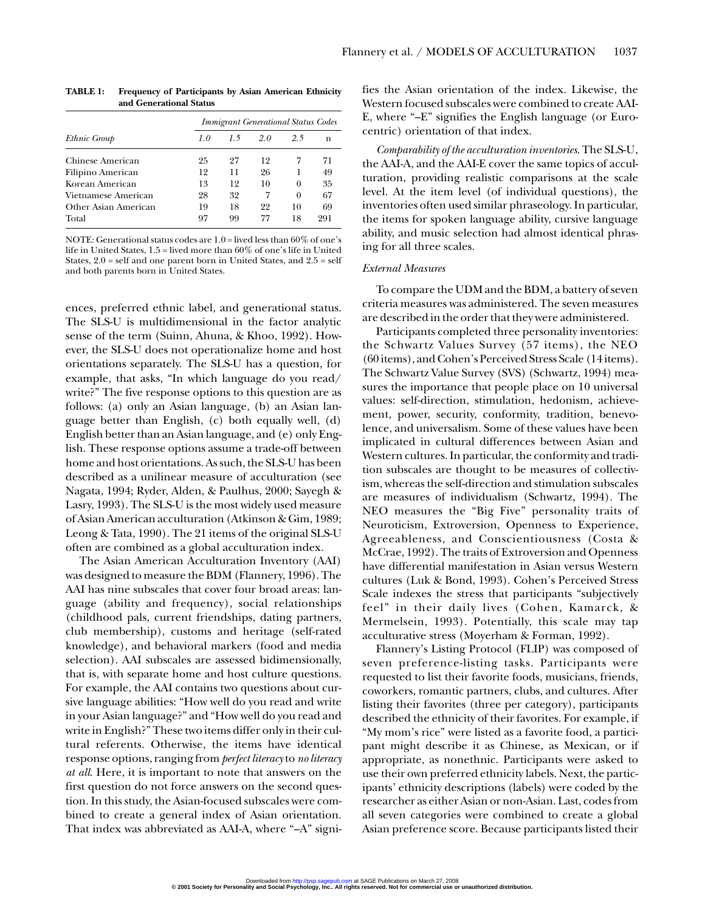**TABLE 1: Frequency of Participants by Asian American Ethnicity and Generational Status**

| | *Immigrant Generational Status Codes* | | | | |
|---|---|---|---|---|---|
| *Ethnic Group* | *1.0* | *1.5* | *2.0* | *2.5* | n |
| Chinese American | 25 | 27 | 12 | 7 | 71 |
| Filipino American | 12 | 11 | 26 | 1 | 49 |
| Korean American | 13 | 12 | 10 | 0 | 35 |
| Vietnamese American | 28 | 32 | 7 | 0 | 67 |
| Other Asian American | 19 | 18 | 22 | 10 | 69 |
| Total | 97 | 99 | 77 | 18 | 291 |

NOTE: Generational status codes are 1.0 = lived less than 60% of one's life in United States, 1.5 = lived more than 60% of one's life in United States, 2.0 = self and one parent born in United States, and 2.5 = self and both parents born in United States.

ences, preferred ethnic label, and generational status. The SLS-U is multidimensional in the factor analytic sense of the term (Suinn, Ahuna, & Khoo, 1992). However, the SLS-U does not operationalize home and host orientations separately. The SLS-U has a question, for example, that asks, "In which language do you read/write?" The five response options to this question are as follows: (a) only an Asian language, (b) an Asian language better than English, (c) both equally well, (d) English better than an Asian language, and (e) only English. These response options assume a trade-off between home and host orientations. As such, the SLS-U has been described as a unilinear measure of acculturation (see Nagata, 1994; Ryder, Alden, & Paulhus, 2000; Sayegh & Lasry, 1993). The SLS-U is the most widely used measure of Asian American acculturation (Atkinson & Gim, 1989; Leong & Tata, 1990). The 21 items of the original SLS-U often are combined as a global acculturation index.

The Asian American Acculturation Inventory (AAI) was designed to measure the BDM (Flannery, 1996). The AAI has nine subscales that cover four broad areas: language (ability and frequency), social relationships (childhood pals, current friendships, dating partners, club membership), customs and heritage (self-rated knowledge), and behavioral markers (food and media selection). AAI subscales are assessed bidimensionally, that is, with separate home and host culture questions. For example, the AAI contains two questions about cursive language abilities: "How well do you read and write in your Asian language?" and "How well do you read and write in English?" These two items differ only in their cultural referents. Otherwise, the items have identical response options, ranging from *perfect literacy* to *no literacy at all*. Here, it is important to note that answers on the first question do not force answers on the second question. In this study, the Asian-focused subscales were combined to create a general index of Asian orientation. That index was abbreviated as AAI-A, where "–A" signifies the Asian orientation of the index. Likewise, the Western focused subscales were combined to create AAI-E, where "–E" signifies the English language (or Eurocentric) orientation of that index.

*Comparability of the acculturation inventories*. The SLS-U, the AAI-A, and the AAI-E cover the same topics of acculturation, providing realistic comparisons at the scale level. At the item level (of individual questions), the inventories often used similar phraseology. In particular, the items for spoken language ability, cursive language ability, and music selection had almost identical phrasing for all three scales.

### *External Measures*

To compare the UDM and the BDM, a battery of seven criteria measures was administered. The seven measures are described in the order that they were administered.

Participants completed three personality inventories: the Schwartz Values Survey (57 items), the NEO (60 items), and Cohen's Perceived Stress Scale (14 items). The Schwartz Value Survey (SVS) (Schwartz, 1994) measures the importance that people place on 10 universal values: self-direction, stimulation, hedonism, achievement, power, security, conformity, tradition, benevolence, and universalism. Some of these values have been implicated in cultural differences between Asian and Western cultures. In particular, the conformity and tradition subscales are thought to be measures of collectivism, whereas the self-direction and stimulation subscales are measures of individualism (Schwartz, 1994). The NEO measures the "Big Five" personality traits of Neuroticism, Extroversion, Openness to Experience, Agreeableness, and Conscientiousness (Costa & McCrae, 1992). The traits of Extroversion and Openness have differential manifestation in Asian versus Western cultures (Luk & Bond, 1993). Cohen's Perceived Stress Scale indexes the stress that participants "subjectively feel" in their daily lives (Cohen, Kamarck, & Mermelsein, 1993). Potentially, this scale may tap acculturative stress (Moyerham & Forman, 1992).

Flannery's Listing Protocol (FLIP) was composed of seven preference-listing tasks. Participants were requested to list their favorite foods, musicians, friends, coworkers, romantic partners, clubs, and cultures. After listing their favorites (three per category), participants described the ethnicity of their favorites. For example, if "My mom's rice" were listed as a favorite food, a participant might describe it as Chinese, as Mexican, or if appropriate, as nonethnic. Participants were asked to use their own preferred ethnicity labels. Next, the participants' ethnicity descriptions (labels) were coded by the researcher as either Asian or non-Asian. Last, codes from all seven categories were combined to create a global Asian preference score. Because participants listed their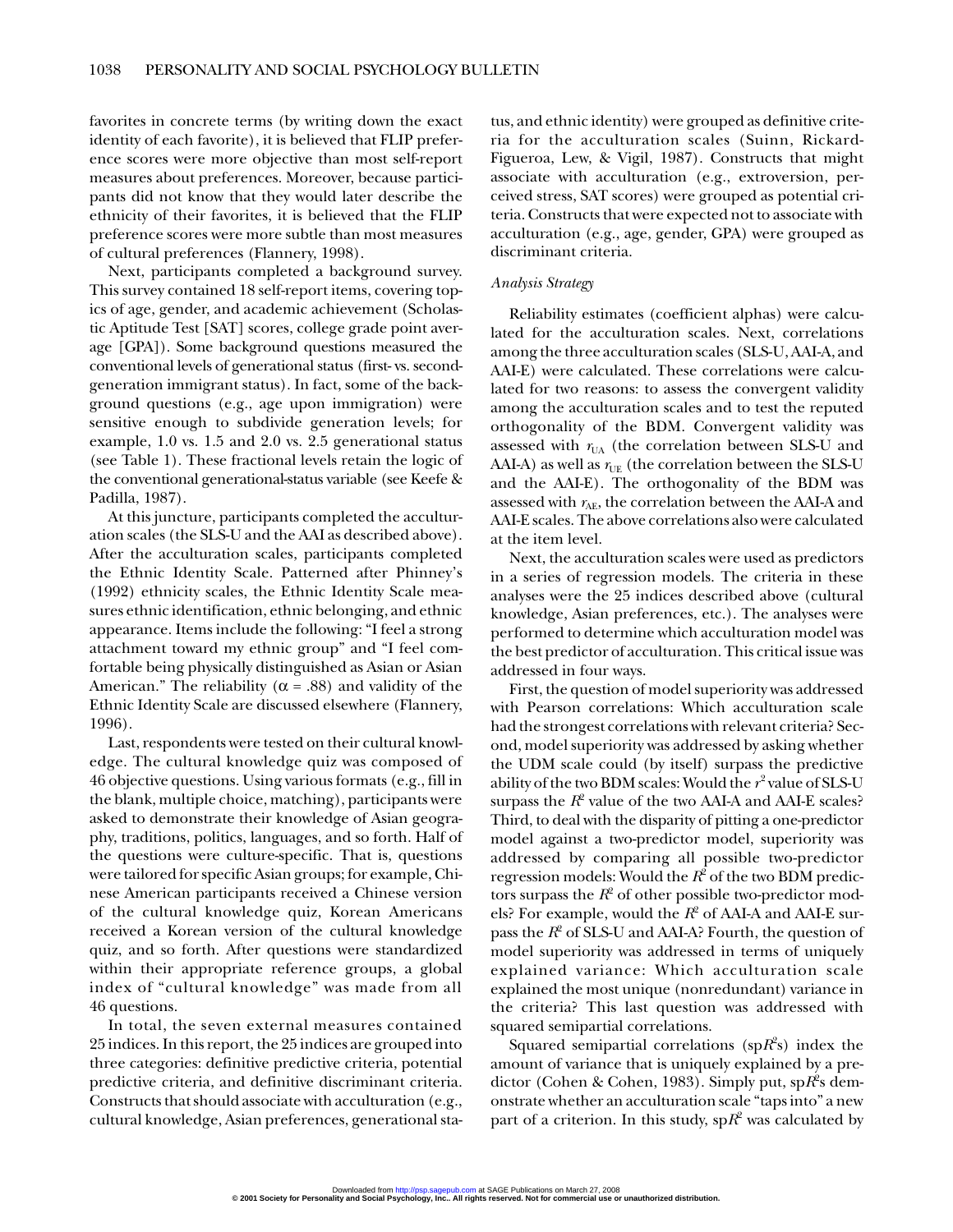favorites in concrete terms (by writing down the exact identity of each favorite), it is believed that FLIP preference scores were more objective than most self-report measures about preferences. Moreover, because participants did not know that they would later describe the ethnicity of their favorites, it is believed that the FLIP preference scores were more subtle than most measures of cultural preferences (Flannery, 1998).

Next, participants completed a background survey. This survey contained 18 self-report items, covering topics of age, gender, and academic achievement (Scholastic Aptitude Test [SAT] scores, college grade point average [GPA]). Some background questions measured the conventional levels of generational status (first- vs. second-generation immigrant status). In fact, some of the background questions (e.g., age upon immigration) were sensitive enough to subdivide generation levels; for example, 1.0 vs. 1.5 and 2.0 vs. 2.5 generational status (see Table 1). These fractional levels retain the logic of the conventional generational-status variable (see Keefe & Padilla, 1987).

At this juncture, participants completed the acculturation scales (the SLS-U and the AAI as described above). After the acculturation scales, participants completed the Ethnic Identity Scale. Patterned after Phinney's (1992) ethnicity scales, the Ethnic Identity Scale measures ethnic identification, ethnic belonging, and ethnic appearance. Items include the following: "I feel a strong attachment toward my ethnic group" and "I feel comfortable being physically distinguished as Asian or Asian American." The reliability ($\alpha$ = .88) and validity of the Ethnic Identity Scale are discussed elsewhere (Flannery, 1996).

Last, respondents were tested on their cultural knowledge. The cultural knowledge quiz was composed of 46 objective questions. Using various formats (e.g., fill in the blank, multiple choice, matching), participants were asked to demonstrate their knowledge of Asian geography, traditions, politics, languages, and so forth. Half of the questions were culture-specific. That is, questions were tailored for specific Asian groups; for example, Chinese American participants received a Chinese version of the cultural knowledge quiz, Korean Americans received a Korean version of the cultural knowledge quiz, and so forth. After questions were standardized within their appropriate reference groups, a global index of "cultural knowledge" was made from all 46 questions.

In total, the seven external measures contained 25 indices. In this report, the 25 indices are grouped into three categories: definitive predictive criteria, potential predictive criteria, and definitive discriminant criteria. Constructs that should associate with acculturation (e.g., cultural knowledge, Asian preferences, generational status, and ethnic identity) were grouped as definitive criteria for the acculturation scales (Suinn, Rickard-Figueroa, Lew, & Vigil, 1987). Constructs that might associate with acculturation (e.g., extroversion, perceived stress, SAT scores) were grouped as potential criteria. Constructs that were expected not to associate with acculturation (e.g., age, gender, GPA) were grouped as discriminant criteria.

*Analysis Strategy*

Reliability estimates (coefficient alphas) were calculated for the acculturation scales. Next, correlations among the three acculturation scales (SLS-U, AAI-A, and AAI-E) were calculated. These correlations were calculated for two reasons: to assess the convergent validity among the acculturation scales and to test the reputed orthogonality of the BDM. Convergent validity was assessed with $r_{UA}$ (the correlation between SLS-U and AAI-A) as well as $r_{UE}$ (the correlation between the SLS-U and the AAI-E). The orthogonality of the BDM was assessed with $r_{AE}$, the correlation between the AAI-A and AAI-E scales. The above correlations also were calculated at the item level.

Next, the acculturation scales were used as predictors in a series of regression models. The criteria in these analyses were the 25 indices described above (cultural knowledge, Asian preferences, etc.). The analyses were performed to determine which acculturation model was the best predictor of acculturation. This critical issue was addressed in four ways.

First, the question of model superiority was addressed with Pearson correlations: Which acculturation scale had the strongest correlations with relevant criteria? Second, model superiority was addressed by asking whether the UDM scale could (by itself) surpass the predictive ability of the two BDM scales: Would the $r^2$ value of SLS-U surpass the $R^2$ value of the two AAI-A and AAI-E scales? Third, to deal with the disparity of pitting a one-predictor model against a two-predictor model, superiority was addressed by comparing all possible two-predictor regression models: Would the $R^2$ of the two BDM predictors surpass the $R^2$ of other possible two-predictor models? For example, would the $R^2$ of AAI-A and AAI-E surpass the $R^2$ of SLS-U and AAI-A? Fourth, the question of model superiority was addressed in terms of uniquely explained variance: Which acculturation scale explained the most unique (nonredundant) variance in the criteria? This last question was addressed with squared semipartial correlations.

Squared semipartial correlations (sp$R^2$s) index the amount of variance that is uniquely explained by a predictor (Cohen & Cohen, 1983). Simply put, sp$R^2$s demonstrate whether an acculturation scale "taps into" a new part of a criterion. In this study, sp$R^2$ was calculated by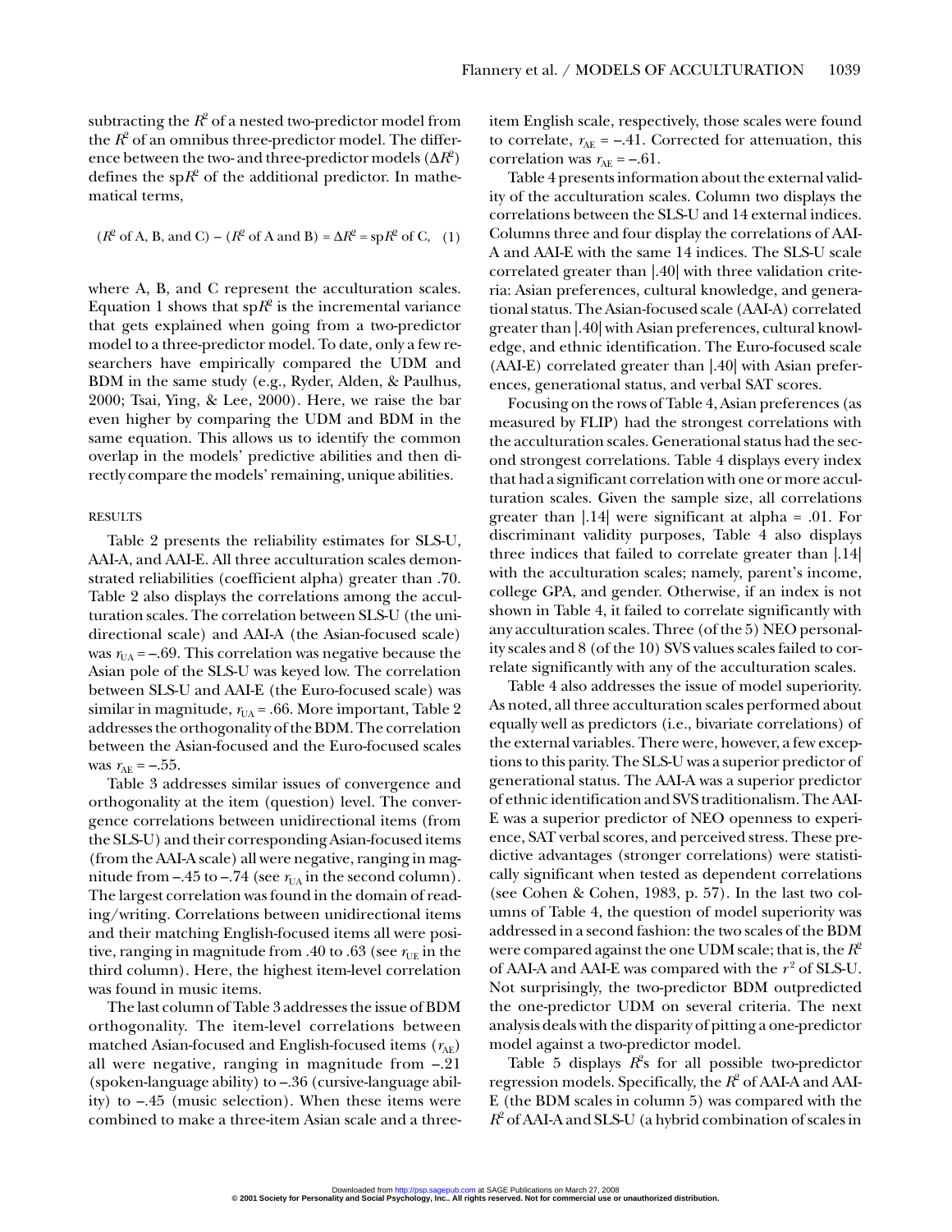subtracting the $R^2$ of a nested two-predictor model from the $R^2$ of an omnibus three-predictor model. The difference between the two- and three-predictor models ($\Delta R^2$) defines the sp$R^2$ of the additional predictor. In mathematical terms,

$$(R^2 \text{ of A, B, and C}) - (R^2 \text{ of A and B}) = \Delta R^2 = \text{sp}R^2 \text{ of C}, \quad (1)$$

where A, B, and C represent the acculturation scales. Equation 1 shows that sp$R^2$ is the incremental variance that gets explained when going from a two-predictor model to a three-predictor model. To date, only a few researchers have empirically compared the UDM and BDM in the same study (e.g., Ryder, Alden, & Paulhus, 2000; Tsai, Ying, & Lee, 2000). Here, we raise the bar even higher by comparing the UDM and BDM in the same equation. This allows us to identify the common overlap in the models' predictive abilities and then directly compare the models' remaining, unique abilities.

## RESULTS

Table 2 presents the reliability estimates for SLS-U, AAI-A, and AAI-E. All three acculturation scales demonstrated reliabilities (coefficient alpha) greater than .70. Table 2 also displays the correlations among the acculturation scales. The correlation between SLS-U (the unidirectional scale) and AAI-A (the Asian-focused scale) was $r_{UA} = -.69$. This correlation was negative because the Asian pole of the SLS-U was keyed low. The correlation between SLS-U and AAI-E (the Euro-focused scale) was similar in magnitude, $r_{UA} = .66$. More important, Table 2 addresses the orthogonality of the BDM. The correlation between the Asian-focused and the Euro-focused scales was $r_{AE} = -.55$.

Table 3 addresses similar issues of convergence and orthogonality at the item (question) level. The convergence correlations between unidirectional items (from the SLS-U) and their corresponding Asian-focused items (from the AAI-A scale) all were negative, ranging in magnitude from –.45 to –.74 (see $r_{UA}$ in the second column). The largest correlation was found in the domain of reading/writing. Correlations between unidirectional items and their matching English-focused items all were positive, ranging in magnitude from .40 to .63 (see $r_{UE}$ in the third column). Here, the highest item-level correlation was found in music items.

The last column of Table 3 addresses the issue of BDM orthogonality. The item-level correlations between matched Asian-focused and English-focused items ($r_{AE}$) all were negative, ranging in magnitude from –.21 (spoken-language ability) to –.36 (cursive-language ability) to –.45 (music selection). When these items were combined to make a three-item Asian scale and a three-item English scale, respectively, those scales were found to correlate, $r_{AE} = -.41$. Corrected for attenuation, this correlation was $r_{AE} = -.61$.

Table 4 presents information about the external validity of the acculturation scales. Column two displays the correlations between the SLS-U and 14 external indices. Columns three and four display the correlations of AAI-A and AAI-E with the same 14 indices. The SLS-U scale correlated greater than |.40| with three validation criteria: Asian preferences, cultural knowledge, and generational status. The Asian-focused scale (AAI-A) correlated greater than |.40| with Asian preferences, cultural knowledge, and ethnic identification. The Euro-focused scale (AAI-E) correlated greater than |.40| with Asian preferences, generational status, and verbal SAT scores.

Focusing on the rows of Table 4, Asian preferences (as measured by FLIP) had the strongest correlations with the acculturation scales. Generational status had the second strongest correlations. Table 4 displays every index that had a significant correlation with one or more acculturation scales. Given the sample size, all correlations greater than |.14| were significant at alpha = .01. For discriminant validity purposes, Table 4 also displays three indices that failed to correlate greater than |.14| with the acculturation scales; namely, parent's income, college GPA, and gender. Otherwise, if an index is not shown in Table 4, it failed to correlate significantly with any acculturation scales. Three (of the 5) NEO personality scales and 8 (of the 10) SVS values scales failed to correlate significantly with any of the acculturation scales.

Table 4 also addresses the issue of model superiority. As noted, all three acculturation scales performed about equally well as predictors (i.e., bivariate correlations) of the external variables. There were, however, a few exceptions to this parity. The SLS-U was a superior predictor of generational status. The AAI-A was a superior predictor of ethnic identification and SVS traditionalism. The AAI-E was a superior predictor of NEO openness to experience, SAT verbal scores, and perceived stress. These predictive advantages (stronger correlations) were statistically significant when tested as dependent correlations (see Cohen & Cohen, 1983, p. 57). In the last two columns of Table 4, the question of model superiority was addressed in a second fashion: the two scales of the BDM were compared against the one UDM scale; that is, the $R^2$ of AAI-A and AAI-E was compared with the $r^2$ of SLS-U. Not surprisingly, the two-predictor BDM outpredicted the one-predictor UDM on several criteria. The next analysis deals with the disparity of pitting a one-predictor model against a two-predictor model.

Table 5 displays $R^2$s for all possible two-predictor regression models. Specifically, the $R^2$ of AAI-A and AAI-E (the BDM scales in column 5) was compared with the $R^2$ of AAI-A and SLS-U (a hybrid combination of scales in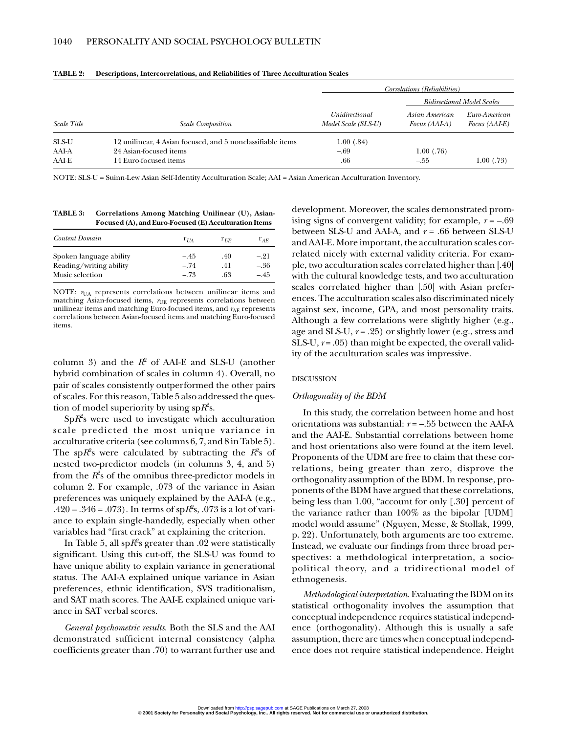**TABLE 2: Descriptions, Intercorrelations, and Reliabilities of Three Acculturation Scales**

| | | Correlations (Reliabilities) | | |
|---|---|---|---|---|
| | | | Bidirectional Model Scales | |
| *Scale Title* | *Scale Composition* | *Unidirectional Model Scale (SLS-U)* | *Asian American Focus (AAI-A)* | *Euro-American Focus (AAI-E)* |
| SLS-U | 12 unilinear, 4 Asian focused, and 5 nonclassifiable items | 1.00 (.84) | | |
| AAI-A | 24 Asian-focused items | –.69 | 1.00 (.76) | |
| AAI-E | 14 Euro-focused items | .66 | –.55 | 1.00 (.73) |

NOTE: SLS-U = Suinn-Lew Asian Self-Identity Acculturation Scale; AAI = Asian American Acculturation Inventory.

**TABLE 3: Correlations Among Matching Unilinear (U), Asian-Focused (A), and Euro-Focused (E) Acculturation Items**

| *Content Domain* | $r_{UA}$ | $r_{UE}$ | $r_{AE}$ |
|---|---|---|---|
| Spoken language ability | –.45 | .40 | –.21 |
| Reading/writing ability | –.74 | .41 | –.36 |
| Music selection | –.73 | .63 | –.45 |

NOTE: $r_{UA}$ represents correlations between unilinear items and matching Asian-focused items, $r_{UE}$ represents correlations between unilinear items and matching Euro-focused items, and $r_{AE}$ represents correlations between Asian-focused items and matching Euro-focused items.

column 3) and the $R^2$ of AAI-E and SLS-U (another hybrid combination of scales in column 4). Overall, no pair of scales consistently outperformed the other pairs of scales. For this reason, Table 5 also addressed the question of model superiority by using sp$R^2$s.

Sp$R^2$s were used to investigate which acculturation scale predicted the most unique variance in acculturative criteria (see columns 6, 7, and 8 in Table 5). The sp$R^2$s were calculated by subtracting the $R^2$s of nested two-predictor models (in columns 3, 4, and 5) from the $R^2$s of the omnibus three-predictor models in column 2. For example, .073 of the variance in Asian preferences was uniquely explained by the AAI-A (e.g., .420 – .346 = .073). In terms of sp$R^2$s, .073 is a lot of variance to explain single-handedly, especially when other variables had "first crack" at explaining the criterion.

In Table 5, all sp$R^2$s greater than .02 were statistically significant. Using this cut-off, the SLS-U was found to have unique ability to explain variance in generational status. The AAI-A explained unique variance in Asian preferences, ethnic identification, SVS traditionalism, and SAT math scores. The AAI-E explained unique variance in SAT verbal scores.

*General psychometric results*. Both the SLS and the AAI demonstrated sufficient internal consistency (alpha coefficients greater than .70) to warrant further use and development. Moreover, the scales demonstrated promising signs of convergent validity; for example, $r$ = –.69 between SLS-U and AAI-A, and $r$ = .66 between SLS-U and AAI-E. More important, the acculturation scales correlated nicely with external validity criteria. For example, two acculturation scales correlated higher than |.40| with the cultural knowledge tests, and two acculturation scales correlated higher than |.50| with Asian preferences. The acculturation scales also discriminated nicely against sex, income, GPA, and most personality traits. Although a few correlations were slightly higher (e.g., age and SLS-U, $r$ = .25) or slightly lower (e.g., stress and SLS-U, $r$ = .05) than might be expected, the overall validity of the acculturation scales was impressive.

## DISCUSSION

### *Orthogonality of the BDM*

In this study, the correlation between home and host orientations was substantial: $r$ = –.55 between the AAI-A and the AAI-E. Substantial correlations between home and host orientations also were found at the item level. Proponents of the UDM are free to claim that these correlations, being greater than zero, disprove the orthogonality assumption of the BDM. In response, proponents of the BDM have argued that these correlations, being less than 1.00, "account for only [.30] percent of the variance rather than 100% as the bipolar [UDM] model would assume" (Nguyen, Messe, & Stollak, 1999, p. 22). Unfortunately, both arguments are too extreme. Instead, we evaluate our findings from three broad perspectives: a methdological interpretation, a sociopolitical theory, and a tridirectional model of ethnogenesis.

*Methodological interpretation*. Evaluating the BDM on its statistical orthogonality involves the assumption that conceptual independence requires statistical independence (orthogonality). Although this is usually a safe assumption, there are times when conceptual independence does not require statistical independence. Height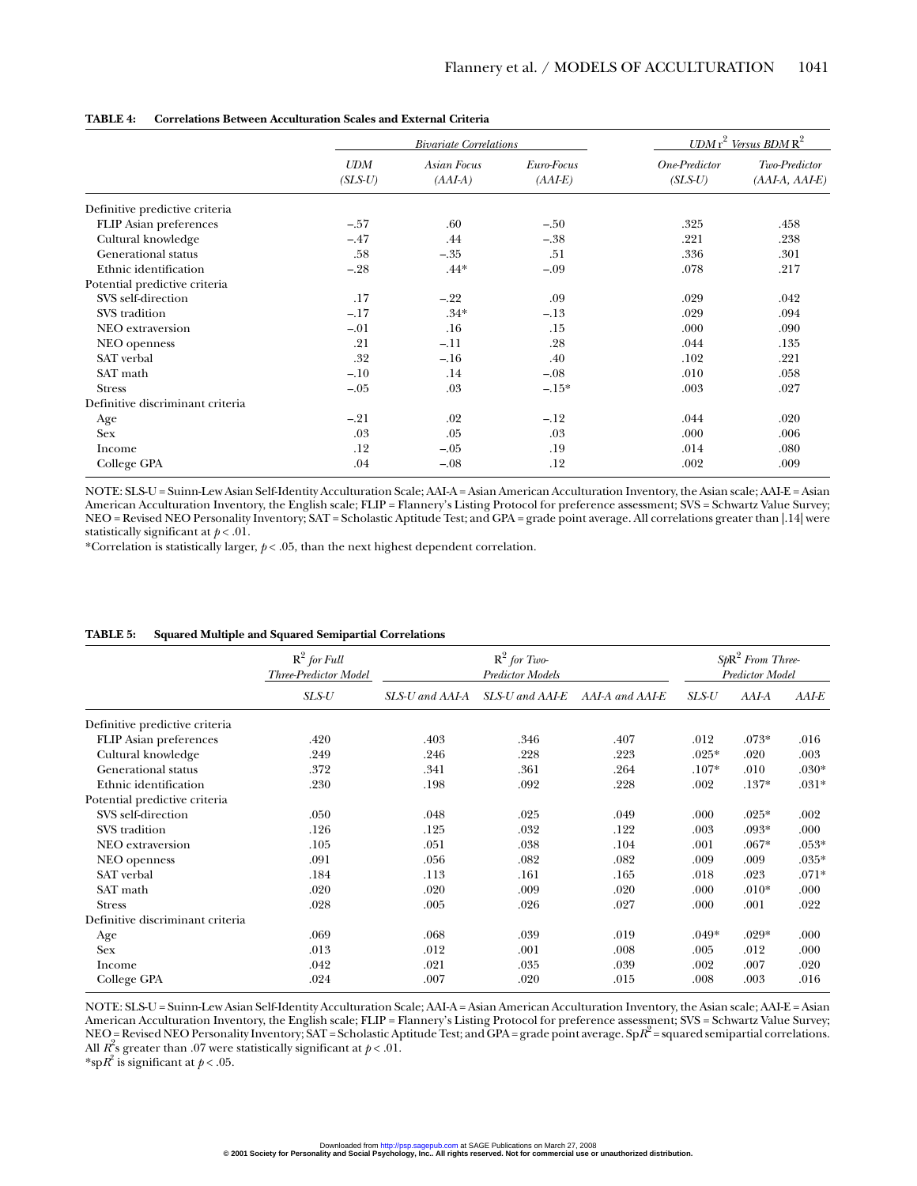**TABLE 4: Correlations Between Acculturation Scales and External Criteria**

| | Bivariate Correlations | | | $UDM\ r^2$ Versus $BDM\ R^2$ | |
|---|---|---|---|---|---|
| | *UDM (SLS-U)* | *Asian Focus (AAI-A)* | *Euro-Focus (AAI-E)* | *One-Predictor (SLS-U)* | *Two-Predictor (AAI-A, AAI-E)* |
| Definitive predictive criteria | | | | | |
| FLIP Asian preferences | –.57 | .60 | –.50 | .325 | .458 |
| Cultural knowledge | –.47 | .44 | –.38 | .221 | .238 |
| Generational status | .58 | –.35 | .51 | .336 | .301 |
| Ethnic identification | –.28 | .44* | –.09 | .078 | .217 |
| Potential predictive criteria | | | | | |
| SVS self-direction | .17 | –.22 | .09 | .029 | .042 |
| SVS tradition | –.17 | .34* | –.13 | .029 | .094 |
| NEO extraversion | –.01 | .16 | .15 | .000 | .090 |
| NEO openness | .21 | –.11 | .28 | .044 | .135 |
| SAT verbal | .32 | –.16 | .40 | .102 | .221 |
| SAT math | –.10 | .14 | –.08 | .010 | .058 |
| Stress | –.05 | .03 | –.15* | .003 | .027 |
| Definitive discriminant criteria | | | | | |
| Age | –.21 | .02 | –.12 | .044 | .020 |
| Sex | .03 | .05 | .03 | .000 | .006 |
| Income | .12 | –.05 | .19 | .014 | .080 |
| College GPA | .04 | –.08 | .12 | .002 | .009 |

NOTE: SLS-U = Suinn-Lew Asian Self-Identity Acculturation Scale; AAI-A = Asian American Acculturation Inventory, the Asian scale; AAI-E = Asian American Acculturation Inventory, the English scale; FLIP = Flannery's Listing Protocol for preference assessment; SVS = Schwartz Value Survey; NEO = Revised NEO Personality Inventory; SAT = Scholastic Aptitude Test; and GPA = grade point average. All correlations greater than |.14| were statistically significant at $p < .01$.

*Correlation is statistically larger, $p < .05$, than the next highest dependent correlation.

**TABLE 5: Squared Multiple and Squared Semipartial Correlations**

| | $R^2$ for Full Three-Predictor Model | $R^2$ for Two-Predictor Models | | | $SpR^2$ From Three-Predictor Model | | |
|---|---|---|---|---|---|---|---|
| | *SLS-U* | *SLS-U and AAI-A* | *SLS-U and AAI-E* | *AAI-A and AAI-E* | *SLS-U* | *AAI-A* | *AAI-E* |
| Definitive predictive criteria | | | | | | | |
| FLIP Asian preferences | .420 | .403 | .346 | .407 | .012 | .073* | .016 |
| Cultural knowledge | .249 | .246 | .228 | .223 | .025* | .020 | .003 |
| Generational status | .372 | .341 | .361 | .264 | .107* | .010 | .030* |
| Ethnic identification | .230 | .198 | .092 | .228 | .002 | .137* | .031* |
| Potential predictive criteria | | | | | | | |
| SVS self-direction | .050 | .048 | .025 | .049 | .000 | .025* | .002 |
| SVS tradition | .126 | .125 | .032 | .122 | .003 | .093* | .000 |
| NEO extraversion | .105 | .051 | .038 | .104 | .001 | .067* | .053* |
| NEO openness | .091 | .056 | .082 | .082 | .009 | .009 | .035* |
| SAT verbal | .184 | .113 | .161 | .165 | .018 | .023 | .071* |
| SAT math | .020 | .020 | .009 | .020 | .000 | .010* | .000 |
| Stress | .028 | .005 | .026 | .027 | .000 | .001 | .022 |
| Definitive discriminant criteria | | | | | | | |
| Age | .069 | .068 | .039 | .019 | .049* | .029* | .000 |
| Sex | .013 | .012 | .001 | .008 | .005 | .012 | .000 |
| Income | .042 | .021 | .035 | .039 | .002 | .007 | .020 |
| College GPA | .024 | .007 | .020 | .015 | .008 | .003 | .016 |

NOTE: SLS-U = Suinn-Lew Asian Self-Identity Acculturation Scale; AAI-A = Asian American Acculturation Inventory, the Asian scale; AAI-E = Asian American Acculturation Inventory, the English scale; FLIP = Flannery's Listing Protocol for preference assessment; SVS = Schwartz Value Survey; NEO = Revised NEO Personality Inventory; SAT = Scholastic Aptitude Test; and GPA = grade point average. $SpR^2$ = squared semipartial correlations. All $R^2$s greater than .07 were statistically significant at $p < .01$.

*$spR^2$ is significant at $p < .05$.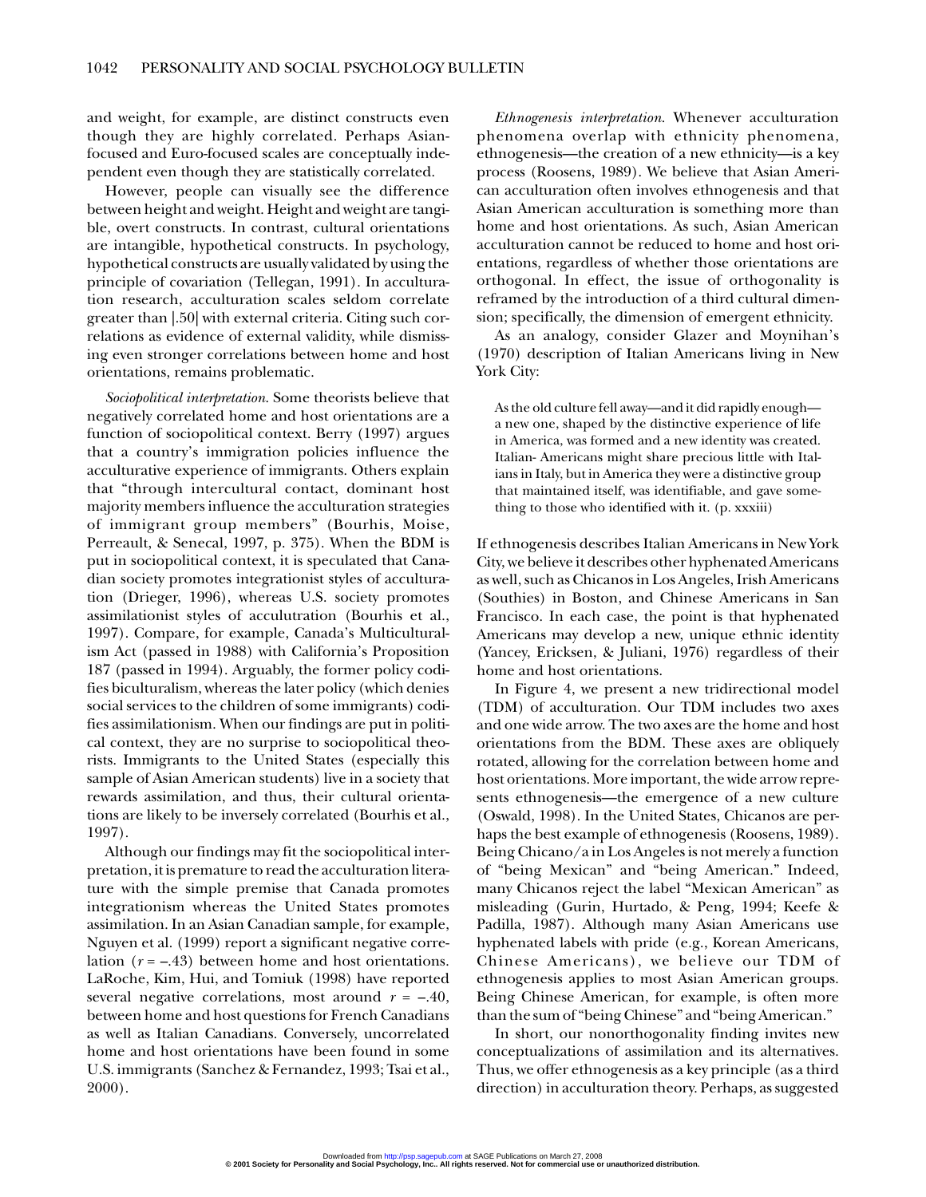and weight, for example, are distinct constructs even though they are highly correlated. Perhaps Asian-focused and Euro-focused scales are conceptually independent even though they are statistically correlated.

However, people can visually see the difference between height and weight. Height and weight are tangible, overt constructs. In contrast, cultural orientations are intangible, hypothetical constructs. In psychology, hypothetical constructs are usually validated by using the principle of covariation (Tellegan, 1991). In acculturation research, acculturation scales seldom correlate greater than |.50| with external criteria. Citing such correlations as evidence of external validity, while dismissing even stronger correlations between home and host orientations, remains problematic.

*Sociopolitical interpretation.* Some theorists believe that negatively correlated home and host orientations are a function of sociopolitical context. Berry (1997) argues that a country's immigration policies influence the acculturative experience of immigrants. Others explain that "through intercultural contact, dominant host majority members influence the acculturation strategies of immigrant group members" (Bourhis, Moise, Perreault, & Senecal, 1997, p. 375). When the BDM is put in sociopolitical context, it is speculated that Canadian society promotes integrationist styles of acculturation (Drieger, 1996), whereas U.S. society promotes assimilationist styles of acculutration (Bourhis et al., 1997). Compare, for example, Canada's Multiculturalism Act (passed in 1988) with California's Proposition 187 (passed in 1994). Arguably, the former policy codifies biculturalism, whereas the later policy (which denies social services to the children of some immigrants) codifies assimilationism. When our findings are put in political context, they are no surprise to sociopolitical theorists. Immigrants to the United States (especially this sample of Asian American students) live in a society that rewards assimilation, and thus, their cultural orientations are likely to be inversely correlated (Bourhis et al., 1997).

Although our findings may fit the sociopolitical interpretation, it is premature to read the acculturation literature with the simple premise that Canada promotes integrationism whereas the United States promotes assimilation. In an Asian Canadian sample, for example, Nguyen et al. (1999) report a significant negative correlation ($r = -.43$) between home and host orientations. LaRoche, Kim, Hui, and Tomiuk (1998) have reported several negative correlations, most around $r = -.40$, between home and host questions for French Canadians as well as Italian Canadians. Conversely, uncorrelated home and host orientations have been found in some U.S. immigrants (Sanchez & Fernandez, 1993; Tsai et al., 2000).

*Ethnogenesis interpretation.* Whenever acculturation phenomena overlap with ethnicity phenomena, ethnogenesis—the creation of a new ethnicity—is a key process (Roosens, 1989). We believe that Asian American acculturation often involves ethnogenesis and that Asian American acculturation is something more than home and host orientations. As such, Asian American acculturation cannot be reduced to home and host orientations, regardless of whether those orientations are orthogonal. In effect, the issue of orthogonality is reframed by the introduction of a third cultural dimension; specifically, the dimension of emergent ethnicity.

As an analogy, consider Glazer and Moynihan's (1970) description of Italian Americans living in New York City:

> As the old culture fell away—and it did rapidly enough—a new one, shaped by the distinctive experience of life in America, was formed and a new identity was created. Italian- Americans might share precious little with Italians in Italy, but in America they were a distinctive group that maintained itself, was identifiable, and gave something to those who identified with it. (p. xxxiii)

If ethnogenesis describes Italian Americans in New York City, we believe it describes other hyphenated Americans as well, such as Chicanos in Los Angeles, Irish Americans (Southies) in Boston, and Chinese Americans in San Francisco. In each case, the point is that hyphenated Americans may develop a new, unique ethnic identity (Yancey, Ericksen, & Juliani, 1976) regardless of their home and host orientations.

In Figure 4, we present a new tridirectional model (TDM) of acculturation. Our TDM includes two axes and one wide arrow. The two axes are the home and host orientations from the BDM. These axes are obliquely rotated, allowing for the correlation between home and host orientations. More important, the wide arrow represents ethnogenesis—the emergence of a new culture (Oswald, 1998). In the United States, Chicanos are perhaps the best example of ethnogenesis (Roosens, 1989). Being Chicano/a in Los Angeles is not merely a function of "being Mexican" and "being American." Indeed, many Chicanos reject the label "Mexican American" as misleading (Gurin, Hurtado, & Peng, 1994; Keefe & Padilla, 1987). Although many Asian Americans use hyphenated labels with pride (e.g., Korean Americans, Chinese Americans), we believe our TDM of ethnogenesis applies to most Asian American groups. Being Chinese American, for example, is often more than the sum of "being Chinese" and "being American."

In short, our nonorthogonality finding invites new conceptualizations of assimilation and its alternatives. Thus, we offer ethnogenesis as a key principle (as a third direction) in acculturation theory. Perhaps, as suggested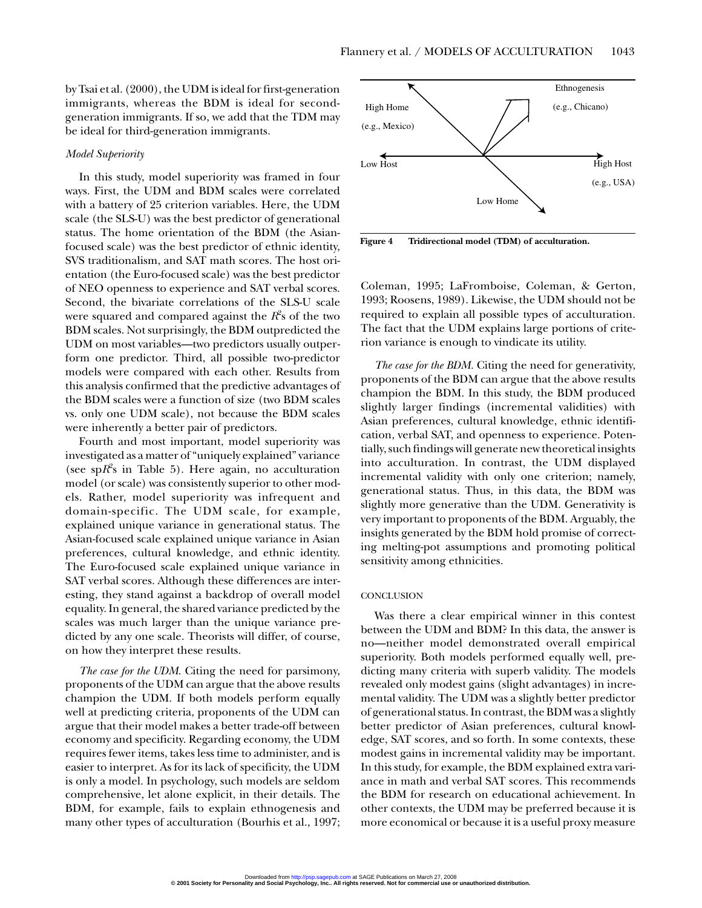by Tsai et al. (2000), the UDM is ideal for first-generation immigrants, whereas the BDM is ideal for second-generation immigrants. If so, we add that the TDM may be ideal for third-generation immigrants.

*Model Superiority*

In this study, model superiority was framed in four ways. First, the UDM and BDM scales were correlated with a battery of 25 criterion variables. Here, the UDM scale (the SLS-U) was the best predictor of generational status. The home orientation of the BDM (the Asian-focused scale) was the best predictor of ethnic identity, SVS traditionalism, and SAT math scores. The host orientation (the Euro-focused scale) was the best predictor of NEO openness to experience and SAT verbal scores. Second, the bivariate correlations of the SLS-U scale were squared and compared against the $R^2$s of the two BDM scales. Not surprisingly, the BDM outpredicted the UDM on most variables—two predictors usually outperform one predictor. Third, all possible two-predictor models were compared with each other. Results from this analysis confirmed that the predictive advantages of the BDM scales were a function of size (two BDM scales vs. only one UDM scale), not because the BDM scales were inherently a better pair of predictors.

Fourth and most important, model superiority was investigated as a matter of "uniquely explained" variance (see sp$R^2$s in Table 5). Here again, no acculturation model (or scale) was consistently superior to other models. Rather, model superiority was infrequent and domain-specific. The UDM scale, for example, explained unique variance in generational status. The Asian-focused scale explained unique variance in Asian preferences, cultural knowledge, and ethnic identity. The Euro-focused scale explained unique variance in SAT verbal scores. Although these differences are interesting, they stand against a backdrop of overall model equality. In general, the shared variance predicted by the scales was much larger than the unique variance predicted by any one scale. Theorists will differ, of course, on how they interpret these results.

*The case for the UDM.* Citing the need for parsimony, proponents of the UDM can argue that the above results champion the UDM. If both models perform equally well at predicting criteria, proponents of the UDM can argue that their model makes a better trade-off between economy and specificity. Regarding economy, the UDM requires fewer items, takes less time to administer, and is easier to interpret. As for its lack of specificity, the UDM is only a model. In psychology, such models are seldom comprehensive, let alone explicit, in their details. The BDM, for example, fails to explain ethnogenesis and many other types of acculturation (Bourhis et al., 1997; Coleman, 1995; LaFromboise, Coleman, & Gerton, 1993; Roosens, 1989). Likewise, the UDM should not be required to explain all possible types of acculturation. The fact that the UDM explains large portions of criterion variance is enough to vindicate its utility.

**Figure 4** **Tridirectional model (TDM) of acculturation.**

*The case for the BDM.* Citing the need for generativity, proponents of the BDM can argue that the above results champion the BDM. In this study, the BDM produced slightly larger findings (incremental validities) with Asian preferences, cultural knowledge, ethnic identification, verbal SAT, and openness to experience. Potentially, such findings will generate new theoretical insights into acculturation. In contrast, the UDM displayed incremental validity with only one criterion; namely, generational status. Thus, in this data, the BDM was slightly more generative than the UDM. Generativity is very important to proponents of the BDM. Arguably, the insights generated by the BDM hold promise of correcting melting-pot assumptions and promoting political sensitivity among ethnicities.

## CONCLUSION

Was there a clear empirical winner in this contest between the UDM and BDM? In this data, the answer is no—neither model demonstrated overall empirical superiority. Both models performed equally well, predicting many criteria with superb validity. The models revealed only modest gains (slight advantages) in incremental validity. The UDM was a slightly better predictor of generational status. In contrast, the BDM was a slightly better predictor of Asian preferences, cultural knowledge, SAT scores, and so forth. In some contexts, these modest gains in incremental validity may be important. In this study, for example, the BDM explained extra variance in math and verbal SAT scores. This recommends the BDM for research on educational achievement. In other contexts, the UDM may be preferred because it is more economical or because it is a useful proxy measure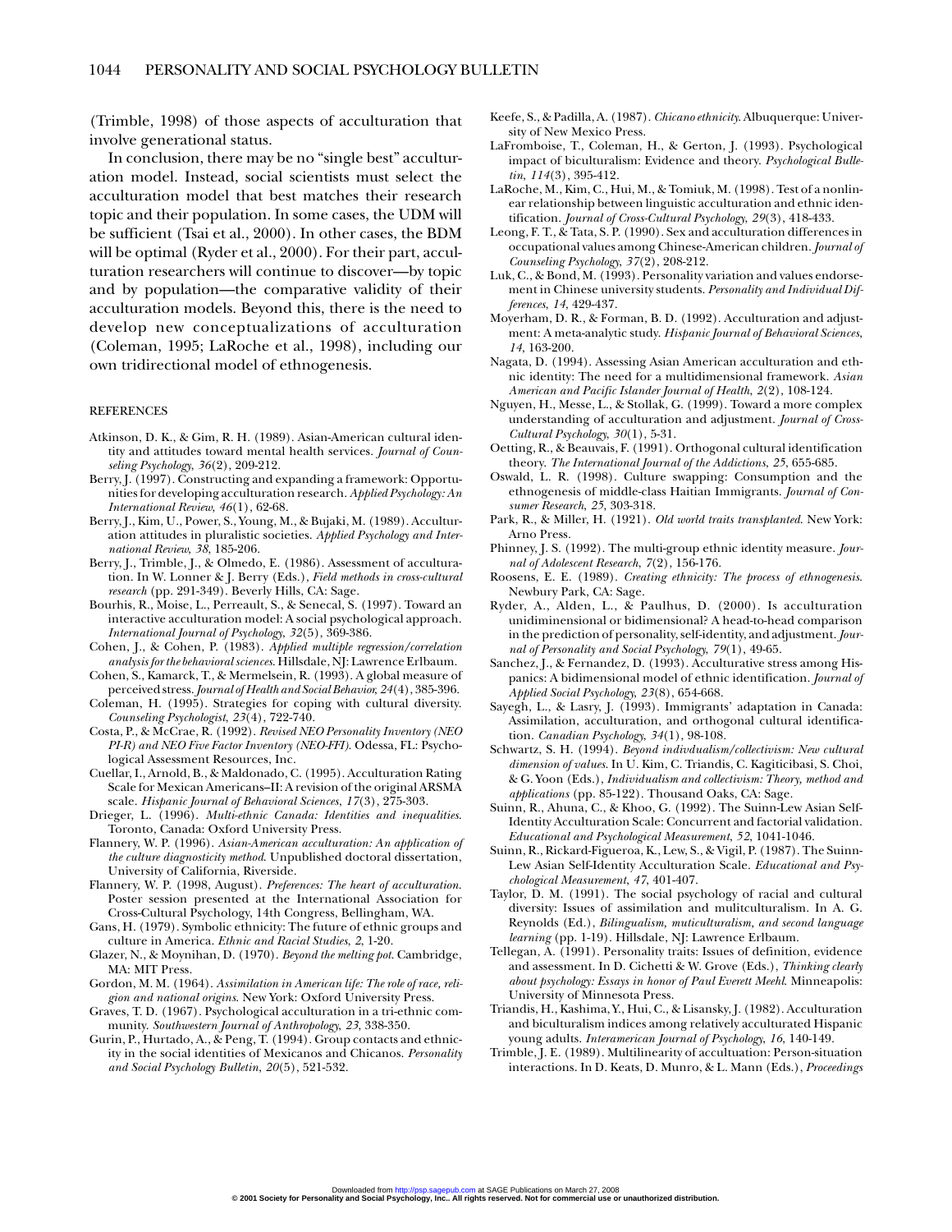(Trimble, 1998) of those aspects of acculturation that involve generational status.

In conclusion, there may be no "single best" acculturation model. Instead, social scientists must select the acculturation model that best matches their research topic and their population. In some cases, the UDM will be sufficient (Tsai et al., 2000). In other cases, the BDM will be optimal (Ryder et al., 2000). For their part, acculturation researchers will continue to discover—by topic and by population—the comparative validity of their acculturation models. Beyond this, there is the need to develop new conceptualizations of acculturation (Coleman, 1995; LaRoche et al., 1998), including our own tridirectional model of ethnogenesis.

## REFERENCES

Atkinson, D. K., & Gim, R. H. (1989). Asian-American cultural identity and attitudes toward mental health services. *Journal of Counseling Psychology*, *36*(2), 209-212.

Berry, J. (1997). Constructing and expanding a framework: Opportunities for developing acculturation research. *Applied Psychology: An International Review*, *46*(1), 62-68.

Berry, J., Kim, U., Power, S., Young, M., & Bujaki, M. (1989). Acculturation attitudes in pluralistic societies. *Applied Psychology and International Review*, *38*, 185-206.

Berry, J., Trimble, J., & Olmedo, E. (1986). Assessment of acculturation. In W. Lonner & J. Berry (Eds.), *Field methods in cross-cultural research* (pp. 291-349). Beverly Hills, CA: Sage.

Bourhis, R., Moise, L., Perreault, S., & Senecal, S. (1997). Toward an interactive acculturation model: A social psychological approach. *International Journal of Psychology*, *32*(5), 369-386.

Cohen, J., & Cohen, P. (1983). *Applied multiple regression/correlation analysis for the behavioral sciences*. Hillsdale, NJ: Lawrence Erlbaum.

Cohen, S., Kamarck, T., & Mermelsein, R. (1993). A global measure of perceived stress. *Journal of Health and Social Behavior*, *24*(4), 385-396.

Coleman, H. (1995). Strategies for coping with cultural diversity. *Counseling Psychologist*, *23*(4), 722-740.

Costa, P., & McCrae, R. (1992). *Revised NEO Personality Inventory (NEO PI-R) and NEO Five Factor Inventory (NEO-FFI)*. Odessa, FL: Psychological Assessment Resources, Inc.

Cuellar, I., Arnold, B., & Maldonado, C. (1995). Acculturation Rating Scale for Mexican Americans–II: A revision of the original ARSMA scale. *Hispanic Journal of Behavioral Sciences*, *17*(3), 275-303.

Drieger, L. (1996). *Multi-ethnic Canada: Identities and inequalities*. Toronto, Canada: Oxford University Press.

Flannery, W. P. (1996). *Asian-American acculturation: An application of the culture diagnosticity method*. Unpublished doctoral dissertation, University of California, Riverside.

Flannery, W. P. (1998, August). *Preferences: The heart of acculturation*. Poster session presented at the International Association for Cross-Cultural Psychology, 14th Congress, Bellingham, WA.

Gans, H. (1979). Symbolic ethnicity: The future of ethnic groups and culture in America. *Ethnic and Racial Studies*, *2*, 1-20.

Glazer, N., & Moynihan, D. (1970). *Beyond the melting pot*. Cambridge, MA: MIT Press.

Gordon, M. M. (1964). *Assimilation in American life: The role of race, religion and national origins*. New York: Oxford University Press.

Graves, T. D. (1967). Psychological acculturation in a tri-ethnic community. *Southwestern Journal of Anthropology*, *23*, 338-350.

Gurin, P., Hurtado, A., & Peng, T. (1994). Group contacts and ethnicity in the social identities of Mexicanos and Chicanos. *Personality and Social Psychology Bulletin*, *20*(5), 521-532.

Keefe, S., & Padilla, A. (1987). *Chicano ethnicity*. Albuquerque: University of New Mexico Press.

LaFromboise, T., Coleman, H., & Gerton, J. (1993). Psychological impact of biculturalism: Evidence and theory. *Psychological Bulletin*, *114*(3), 395-412.

LaRoche, M., Kim, C., Hui, M., & Tomiuk, M. (1998). Test of a nonlinear relationship between linguistic acculturation and ethnic identification. *Journal of Cross-Cultural Psychology*, *29*(3), 418-433.

Leong, F. T., & Tata, S. P. (1990). Sex and acculturation differences in occupational values among Chinese-American children. *Journal of Counseling Psychology*, *37*(2), 208-212.

Luk, C., & Bond, M. (1993). Personality variation and values endorsement in Chinese university students. *Personality and Individual Differences*, *14*, 429-437.

Moyerham, D. R., & Forman, B. D. (1992). Acculturation and adjustment: A meta-analytic study. *Hispanic Journal of Behavioral Sciences*, *14*, 163-200.

Nagata, D. (1994). Assessing Asian American acculturation and ethnic identity: The need for a multidimensional framework. *Asian American and Pacific Islander Journal of Health*, *2*(2), 108-124.

Nguyen, H., Messe, L., & Stollak, G. (1999). Toward a more complex understanding of acculturation and adjustment. *Journal of Cross-Cultural Psychology*, *30*(1), 5-31.

Oetting, R., & Beauvais, F. (1991). Orthogonal cultural identification theory. *The International Journal of the Addictions*, *25*, 655-685.

Oswald, L. R. (1998). Culture swapping: Consumption and the ethnogenesis of middle-class Haitian Immigrants. *Journal of Consumer Research*, *25*, 303-318.

Park, R., & Miller, H. (1921). *Old world traits transplanted*. New York: Arno Press.

Phinney, J. S. (1992). The multi-group ethnic identity measure. *Journal of Adolescent Research*, *7*(2), 156-176.

Roosens, E. E. (1989). *Creating ethnicity: The process of ethnogenesis*. Newbury Park, CA: Sage.

Ryder, A., Alden, L., & Paulhus, D. (2000). Is acculturation unidiminensional or bidimensional? A head-to-head comparison in the prediction of personality, self-identity, and adjustment. *Journal of Personality and Social Psychology*, *79*(1), 49-65.

Sanchez, J., & Fernandez, D. (1993). Acculturative stress among Hispanics: A bidimensional model of ethnic identification. *Journal of Applied Social Psychology*, *23*(8), 654-668.

Sayegh, L., & Lasry, J. (1993). Immigrants' adaptation in Canada: Assimilation, acculturation, and orthogonal cultural identification. *Canadian Psychology*, *34*(1), 98-108.

Schwartz, S. H. (1994). *Beyond indivdualism/collectivism: New cultural dimension of values*. In U. Kim, C. Triandis, C. Kagiticibasi, S. Choi, & G. Yoon (Eds.), *Individualism and collectivism: Theory, method and applications* (pp. 85-122). Thousand Oaks, CA: Sage.

Suinn, R., Ahuna, C., & Khoo, G. (1992). The Suinn-Lew Asian Self-Identity Acculturation Scale: Concurrent and factorial validation. *Educational and Psychological Measurement*, *52*, 1041-1046.

Suinn, R., Rickard-Figueroa, K., Lew, S., & Vigil, P. (1987). The Suinn-Lew Asian Self-Identity Acculturation Scale. *Educational and Psychological Measurement*, *47*, 401-407.

Taylor, D. M. (1991). The social psychology of racial and cultural diversity: Issues of assimilation and mulitculturalism. In A. G. Reynolds (Ed.), *Bilingualism, muticulturalism, and second language learning* (pp. 1-19). Hillsdale, NJ: Lawrence Erlbaum.

Tellegan, A. (1991). Personality traits: Issues of definition, evidence and assessment. In D. Cichetti & W. Grove (Eds.), *Thinking clearly about psychology: Essays in honor of Paul Everett Meehl*. Minneapolis: University of Minnesota Press.

Triandis, H., Kashima, Y., Hui, C., & Lisansky, J. (1982). Acculturation and biculturalism indices among relatively acculturated Hispanic young adults. *Interamerican Journal of Psychology*, *16*, 140-149.

Trimble, J. E. (1989). Multilinearity of accultuation: Person-situation interactions. In D. Keats, D. Munro, & L. Mann (Eds.), *Proceedings*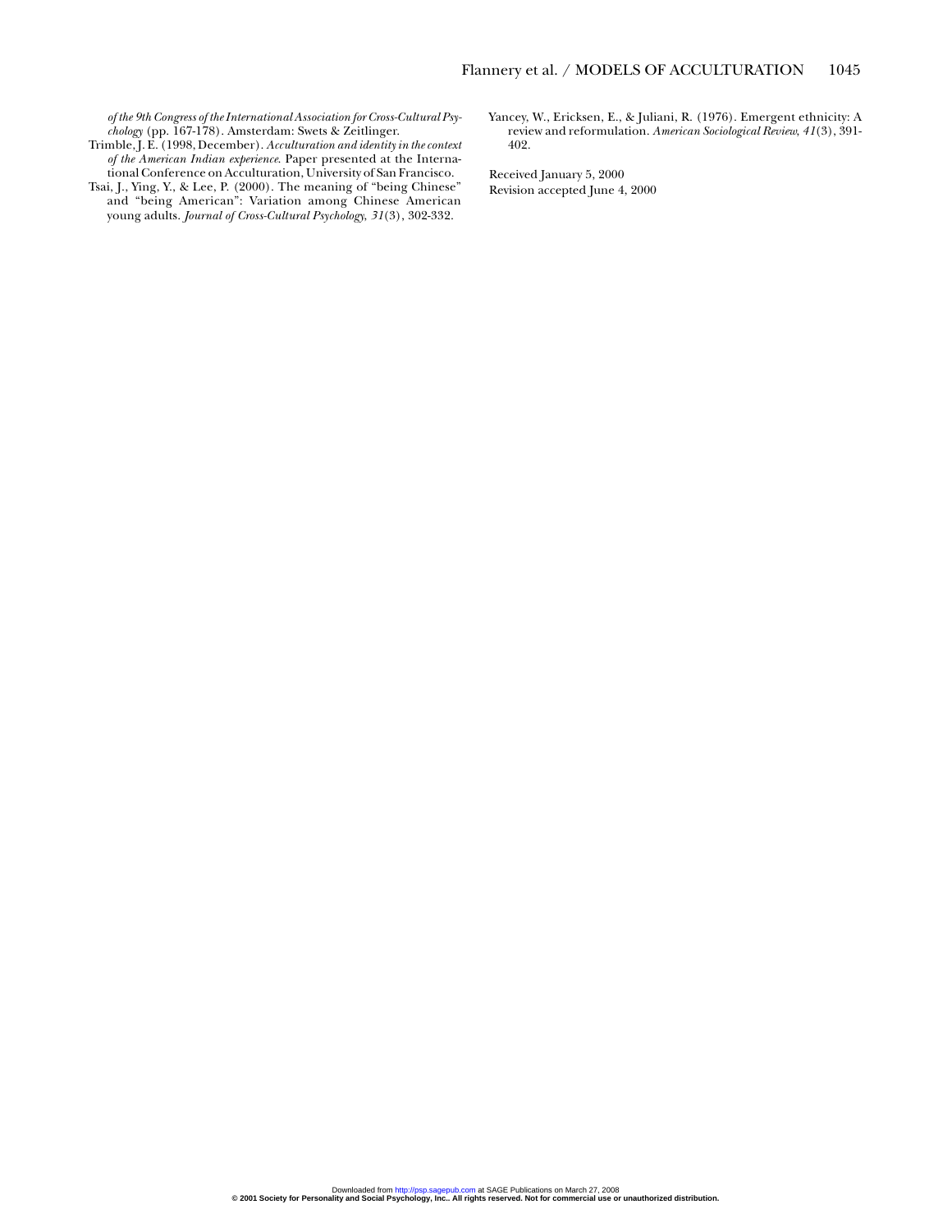*of the 9th Congress of the International Association for Cross-Cultural Psychology* (pp. 167-178). Amsterdam: Swets & Zeitlinger.

Trimble, J. E. (1998, December). *Acculturation and identity in the context of the American Indian experience.* Paper presented at the International Conference on Acculturation, University of San Francisco.

Tsai, J., Ying, Y., & Lee, P. (2000). The meaning of "being Chinese" and "being American": Variation among Chinese American young adults. *Journal of Cross-Cultural Psychology, 31*(3), 302-332.

Yancey, W., Ericksen, E., & Juliani, R. (1976). Emergent ethnicity: A review and reformulation. *American Sociological Review, 41*(3), 391-402.

Received January 5, 2000
Revision accepted June 4, 2000